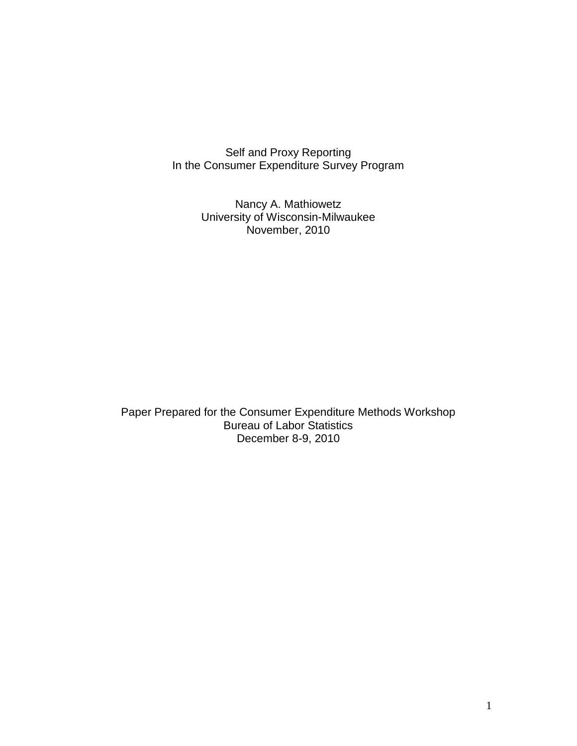# Self and Proxy Reporting
# In the Consumer Expenditure Survey Program

Nancy A. Mathiowetz
University of Wisconsin-Milwaukee
November, 2010

Paper Prepared for the Consumer Expenditure Methods Workshop
Bureau of Labor Statistics
December 8-9, 2010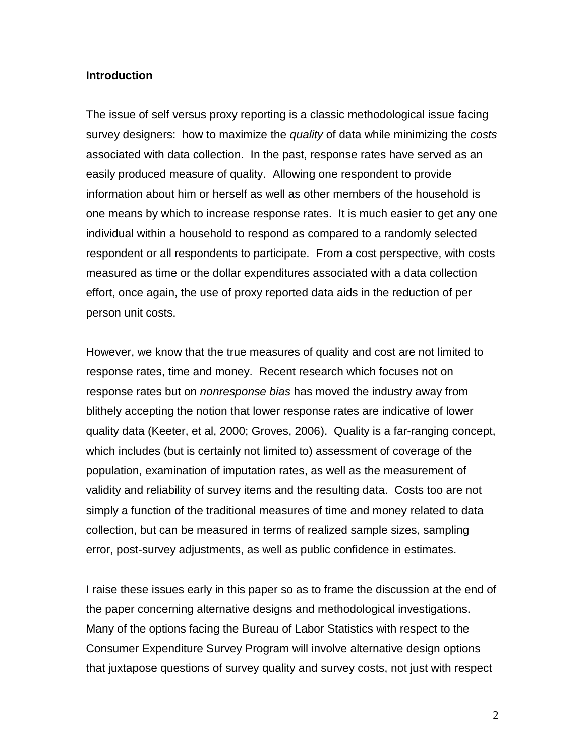**Introduction**

The issue of self versus proxy reporting is a classic methodological issue facing survey designers: how to maximize the *quality* of data while minimizing the *costs* associated with data collection. In the past, response rates have served as an easily produced measure of quality. Allowing one respondent to provide information about him or herself as well as other members of the household is one means by which to increase response rates. It is much easier to get any one individual within a household to respond as compared to a randomly selected respondent or all respondents to participate. From a cost perspective, with costs measured as time or the dollar expenditures associated with a data collection effort, once again, the use of proxy reported data aids in the reduction of per person unit costs.

However, we know that the true measures of quality and cost are not limited to response rates, time and money. Recent research which focuses not on response rates but on *nonresponse bias* has moved the industry away from blithely accepting the notion that lower response rates are indicative of lower quality data (Keeter, et al, 2000; Groves, 2006). Quality is a far-ranging concept, which includes (but is certainly not limited to) assessment of coverage of the population, examination of imputation rates, as well as the measurement of validity and reliability of survey items and the resulting data. Costs too are not simply a function of the traditional measures of time and money related to data collection, but can be measured in terms of realized sample sizes, sampling error, post-survey adjustments, as well as public confidence in estimates.

I raise these issues early in this paper so as to frame the discussion at the end of the paper concerning alternative designs and methodological investigations. Many of the options facing the Bureau of Labor Statistics with respect to the Consumer Expenditure Survey Program will involve alternative design options that juxtapose questions of survey quality and survey costs, not just with respect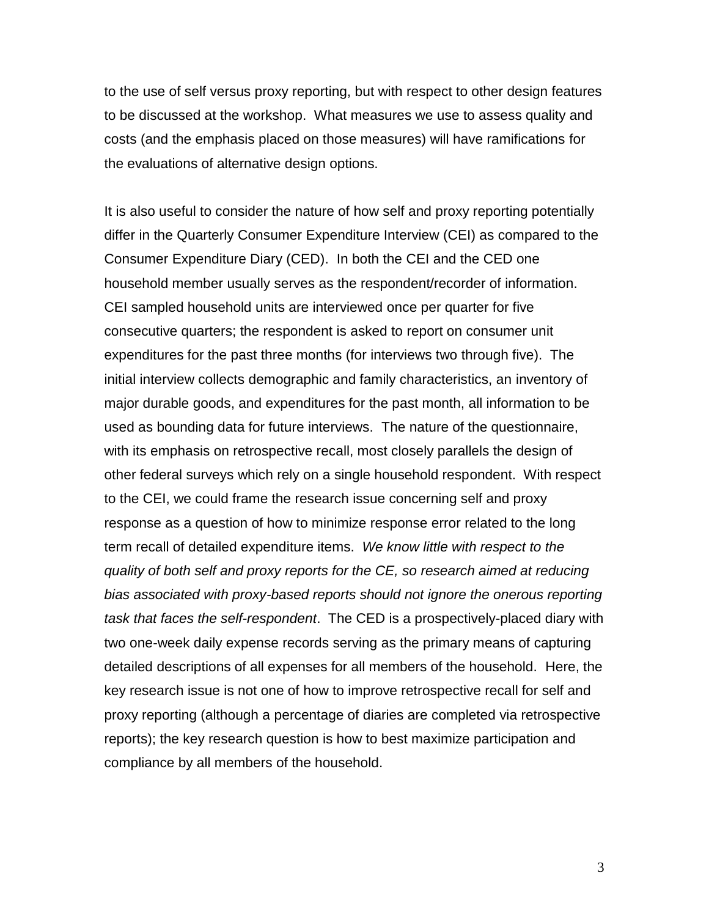to the use of self versus proxy reporting, but with respect to other design features to be discussed at the workshop. What measures we use to assess quality and costs (and the emphasis placed on those measures) will have ramifications for the evaluations of alternative design options.

It is also useful to consider the nature of how self and proxy reporting potentially differ in the Quarterly Consumer Expenditure Interview (CEI) as compared to the Consumer Expenditure Diary (CED). In both the CEI and the CED one household member usually serves as the respondent/recorder of information. CEI sampled household units are interviewed once per quarter for five consecutive quarters; the respondent is asked to report on consumer unit expenditures for the past three months (for interviews two through five). The initial interview collects demographic and family characteristics, an inventory of major durable goods, and expenditures for the past month, all information to be used as bounding data for future interviews. The nature of the questionnaire, with its emphasis on retrospective recall, most closely parallels the design of other federal surveys which rely on a single household respondent. With respect to the CEI, we could frame the research issue concerning self and proxy response as a question of how to minimize response error related to the long term recall of detailed expenditure items. *We know little with respect to the quality of both self and proxy reports for the CE, so research aimed at reducing bias associated with proxy-based reports should not ignore the onerous reporting task that faces the self-respondent*. The CED is a prospectively-placed diary with two one-week daily expense records serving as the primary means of capturing detailed descriptions of all expenses for all members of the household. Here, the key research issue is not one of how to improve retrospective recall for self and proxy reporting (although a percentage of diaries are completed via retrospective reports); the key research question is how to best maximize participation and compliance by all members of the household.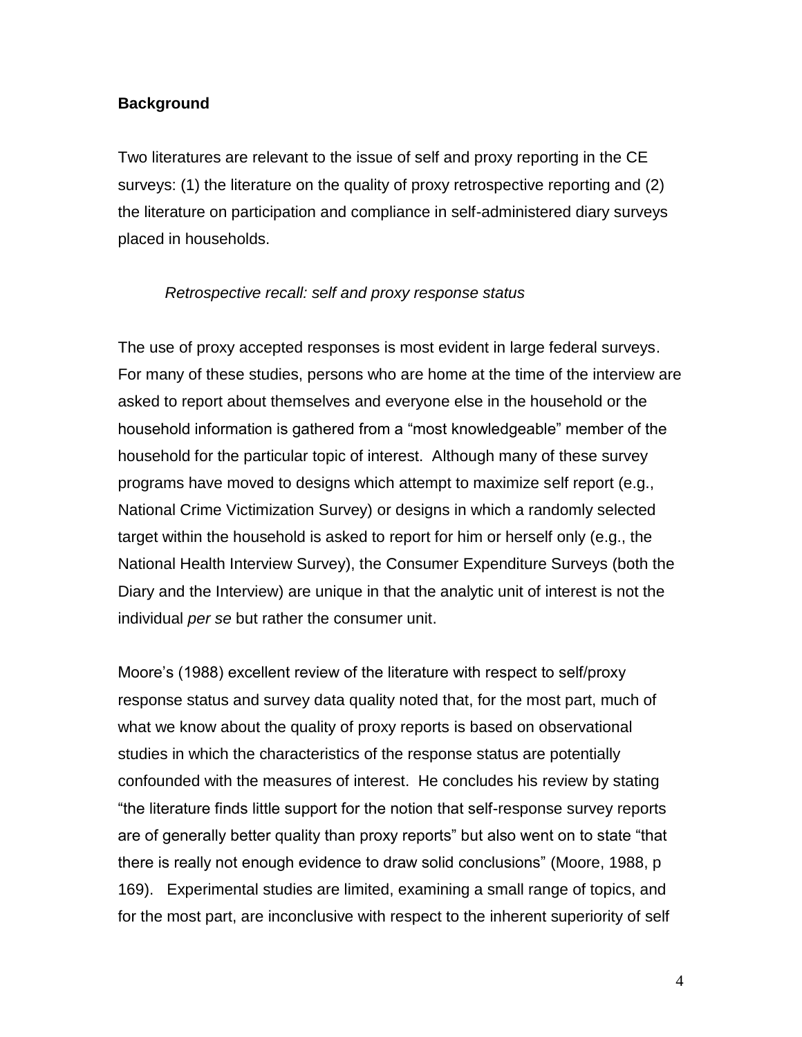**Background**

Two literatures are relevant to the issue of self and proxy reporting in the CE surveys: (1) the literature on the quality of proxy retrospective reporting and (2) the literature on participation and compliance in self-administered diary surveys placed in households.

*Retrospective recall: self and proxy response status*

The use of proxy accepted responses is most evident in large federal surveys. For many of these studies, persons who are home at the time of the interview are asked to report about themselves and everyone else in the household or the household information is gathered from a "most knowledgeable" member of the household for the particular topic of interest. Although many of these survey programs have moved to designs which attempt to maximize self report (e.g., National Crime Victimization Survey) or designs in which a randomly selected target within the household is asked to report for him or herself only (e.g., the National Health Interview Survey), the Consumer Expenditure Surveys (both the Diary and the Interview) are unique in that the analytic unit of interest is not the individual *per se* but rather the consumer unit.

Moore's (1988) excellent review of the literature with respect to self/proxy response status and survey data quality noted that, for the most part, much of what we know about the quality of proxy reports is based on observational studies in which the characteristics of the response status are potentially confounded with the measures of interest. He concludes his review by stating "the literature finds little support for the notion that self-response survey reports are of generally better quality than proxy reports" but also went on to state "that there is really not enough evidence to draw solid conclusions" (Moore, 1988, p 169). Experimental studies are limited, examining a small range of topics, and for the most part, are inconclusive with respect to the inherent superiority of self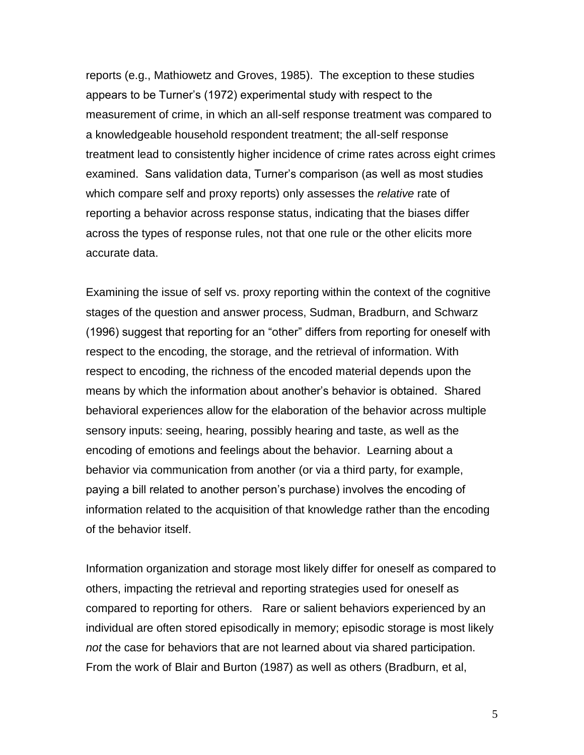reports (e.g., Mathiowetz and Groves, 1985). The exception to these studies appears to be Turner's (1972) experimental study with respect to the measurement of crime, in which an all-self response treatment was compared to a knowledgeable household respondent treatment; the all-self response treatment lead to consistently higher incidence of crime rates across eight crimes examined. Sans validation data, Turner's comparison (as well as most studies which compare self and proxy reports) only assesses the *relative* rate of reporting a behavior across response status, indicating that the biases differ across the types of response rules, not that one rule or the other elicits more accurate data.

Examining the issue of self vs. proxy reporting within the context of the cognitive stages of the question and answer process, Sudman, Bradburn, and Schwarz (1996) suggest that reporting for an "other" differs from reporting for oneself with respect to the encoding, the storage, and the retrieval of information. With respect to encoding, the richness of the encoded material depends upon the means by which the information about another's behavior is obtained. Shared behavioral experiences allow for the elaboration of the behavior across multiple sensory inputs: seeing, hearing, possibly hearing and taste, as well as the encoding of emotions and feelings about the behavior. Learning about a behavior via communication from another (or via a third party, for example, paying a bill related to another person's purchase) involves the encoding of information related to the acquisition of that knowledge rather than the encoding of the behavior itself.

Information organization and storage most likely differ for oneself as compared to others, impacting the retrieval and reporting strategies used for oneself as compared to reporting for others. Rare or salient behaviors experienced by an individual are often stored episodically in memory; episodic storage is most likely *not* the case for behaviors that are not learned about via shared participation. From the work of Blair and Burton (1987) as well as others (Bradburn, et al,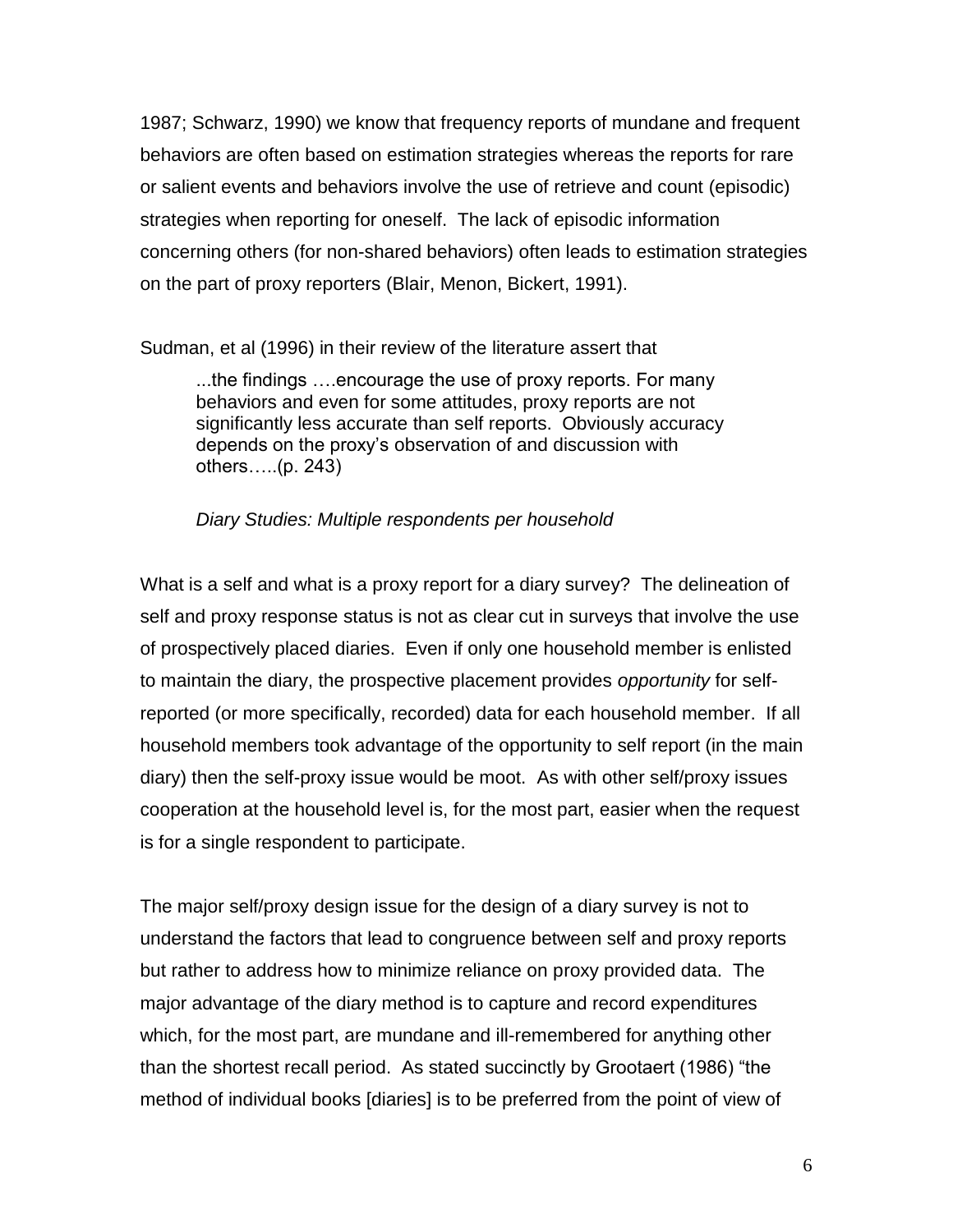1987; Schwarz, 1990) we know that frequency reports of mundane and frequent behaviors are often based on estimation strategies whereas the reports for rare or salient events and behaviors involve the use of retrieve and count (episodic) strategies when reporting for oneself. The lack of episodic information concerning others (for non-shared behaviors) often leads to estimation strategies on the part of proxy reporters (Blair, Menon, Bickert, 1991).

Sudman, et al (1996) in their review of the literature assert that

> ...the findings ….encourage the use of proxy reports. For many behaviors and even for some attitudes, proxy reports are not significantly less accurate than self reports. Obviously accuracy depends on the proxy's observation of and discussion with others…..(p. 243)

*Diary Studies: Multiple respondents per household*

What is a self and what is a proxy report for a diary survey? The delineation of self and proxy response status is not as clear cut in surveys that involve the use of prospectively placed diaries. Even if only one household member is enlisted to maintain the diary, the prospective placement provides *opportunity* for self-reported (or more specifically, recorded) data for each household member. If all household members took advantage of the opportunity to self report (in the main diary) then the self-proxy issue would be moot. As with other self/proxy issues cooperation at the household level is, for the most part, easier when the request is for a single respondent to participate.

The major self/proxy design issue for the design of a diary survey is not to understand the factors that lead to congruence between self and proxy reports but rather to address how to minimize reliance on proxy provided data. The major advantage of the diary method is to capture and record expenditures which, for the most part, are mundane and ill-remembered for anything other than the shortest recall period. As stated succinctly by Grootaert (1986) "the method of individual books [diaries] is to be preferred from the point of view of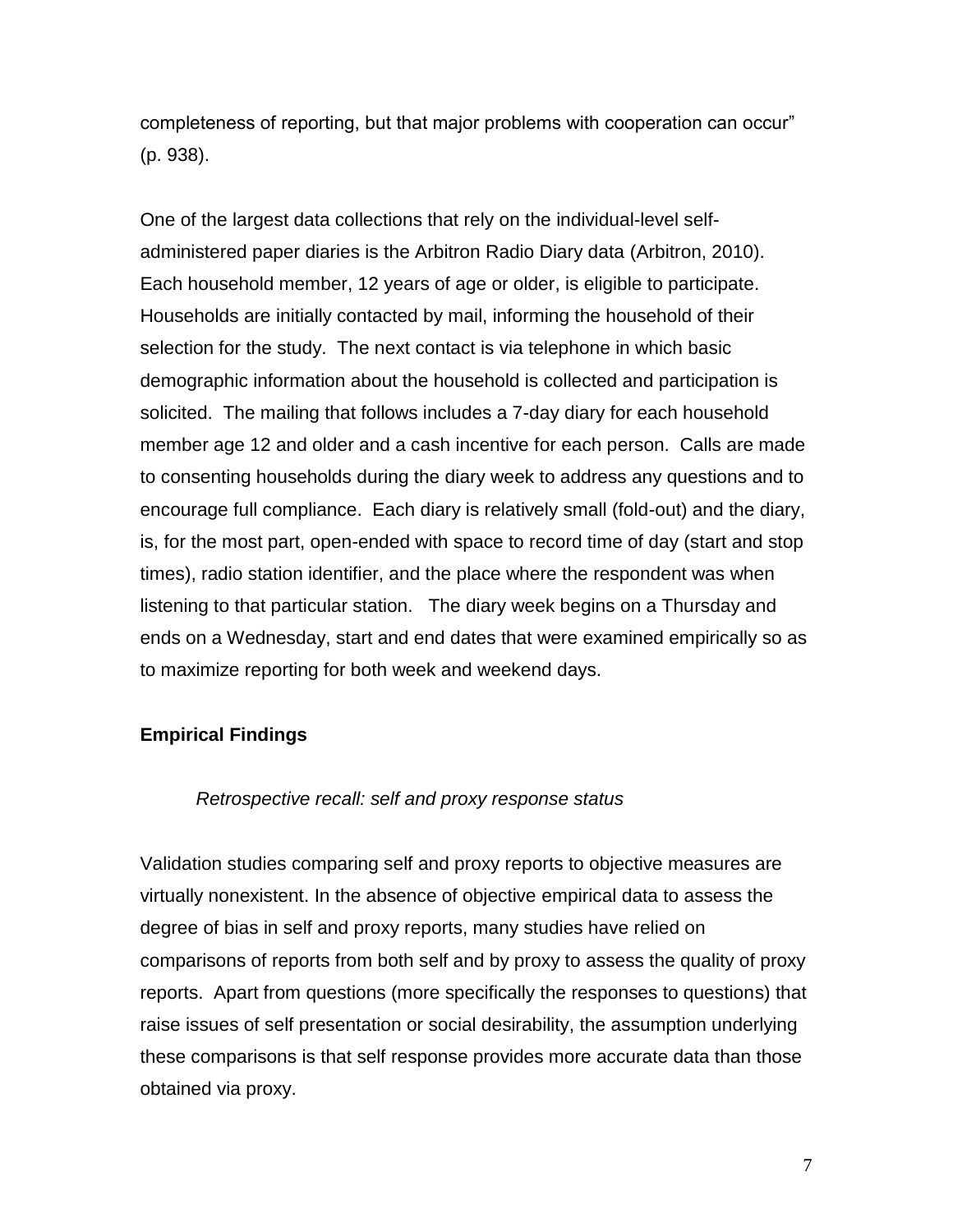completeness of reporting, but that major problems with cooperation can occur" (p. 938).

One of the largest data collections that rely on the individual-level self-administered paper diaries is the Arbitron Radio Diary data (Arbitron, 2010). Each household member, 12 years of age or older, is eligible to participate. Households are initially contacted by mail, informing the household of their selection for the study. The next contact is via telephone in which basic demographic information about the household is collected and participation is solicited. The mailing that follows includes a 7-day diary for each household member age 12 and older and a cash incentive for each person. Calls are made to consenting households during the diary week to address any questions and to encourage full compliance. Each diary is relatively small (fold-out) and the diary, is, for the most part, open-ended with space to record time of day (start and stop times), radio station identifier, and the place where the respondent was when listening to that particular station. The diary week begins on a Thursday and ends on a Wednesday, start and end dates that were examined empirically so as to maximize reporting for both week and weekend days.

## Empirical Findings

### *Retrospective recall: self and proxy response status*

Validation studies comparing self and proxy reports to objective measures are virtually nonexistent. In the absence of objective empirical data to assess the degree of bias in self and proxy reports, many studies have relied on comparisons of reports from both self and by proxy to assess the quality of proxy reports. Apart from questions (more specifically the responses to questions) that raise issues of self presentation or social desirability, the assumption underlying these comparisons is that self response provides more accurate data than those obtained via proxy.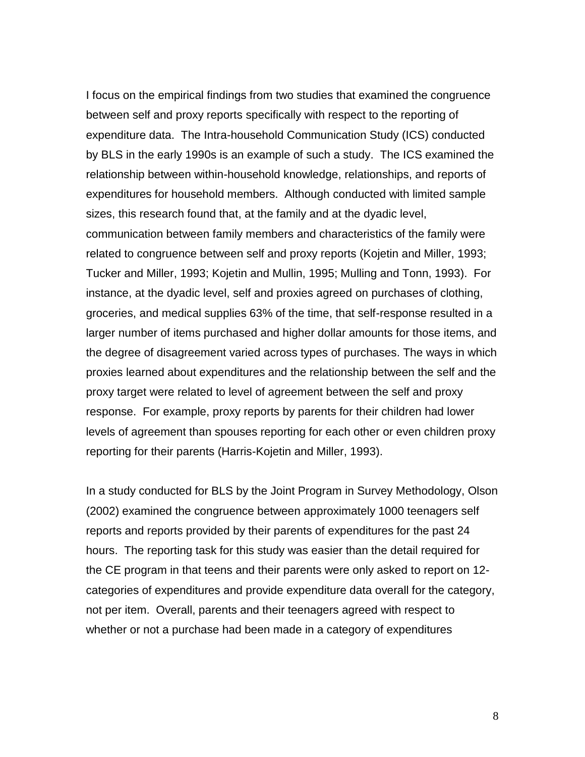I focus on the empirical findings from two studies that examined the congruence between self and proxy reports specifically with respect to the reporting of expenditure data. The Intra-household Communication Study (ICS) conducted by BLS in the early 1990s is an example of such a study. The ICS examined the relationship between within-household knowledge, relationships, and reports of expenditures for household members. Although conducted with limited sample sizes, this research found that, at the family and at the dyadic level, communication between family members and characteristics of the family were related to congruence between self and proxy reports (Kojetin and Miller, 1993; Tucker and Miller, 1993; Kojetin and Mullin, 1995; Mulling and Tonn, 1993). For instance, at the dyadic level, self and proxies agreed on purchases of clothing, groceries, and medical supplies 63% of the time, that self-response resulted in a larger number of items purchased and higher dollar amounts for those items, and the degree of disagreement varied across types of purchases. The ways in which proxies learned about expenditures and the relationship between the self and the proxy target were related to level of agreement between the self and proxy response. For example, proxy reports by parents for their children had lower levels of agreement than spouses reporting for each other or even children proxy reporting for their parents (Harris-Kojetin and Miller, 1993).

In a study conducted for BLS by the Joint Program in Survey Methodology, Olson (2002) examined the congruence between approximately 1000 teenagers self reports and reports provided by their parents of expenditures for the past 24 hours. The reporting task for this study was easier than the detail required for the CE program in that teens and their parents were only asked to report on 12-categories of expenditures and provide expenditure data overall for the category, not per item. Overall, parents and their teenagers agreed with respect to whether or not a purchase had been made in a category of expenditures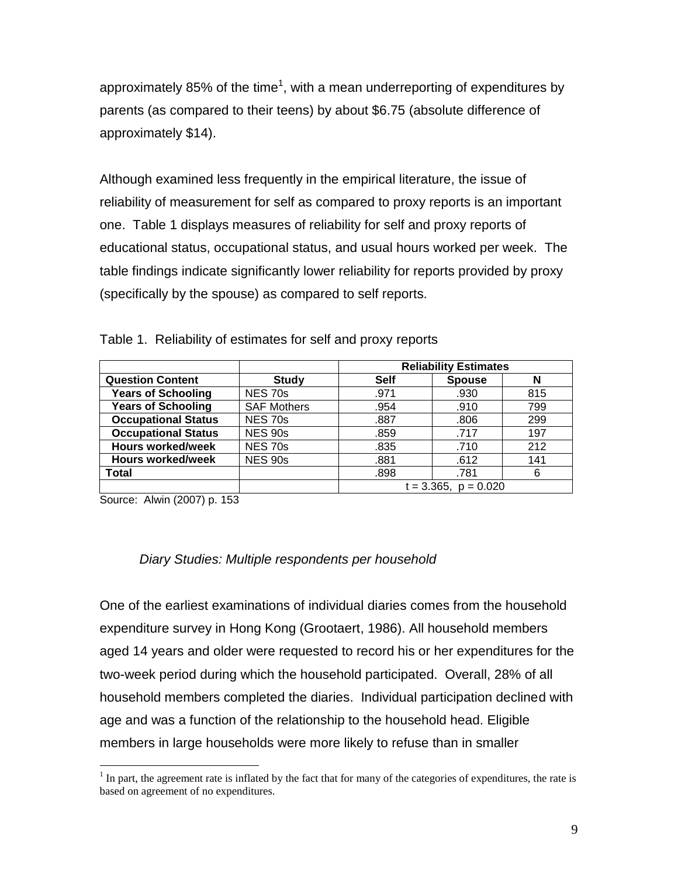approximately 85% of the time[1], with a mean underreporting of expenditures by parents (as compared to their teens) by about \$6.75 (absolute difference of approximately \$14).

Although examined less frequently in the empirical literature, the issue of reliability of measurement for self as compared to proxy reports is an important one. Table 1 displays measures of reliability for self and proxy reports of educational status, occupational status, and usual hours worked per week. The table findings indicate significantly lower reliability for reports provided by proxy (specifically by the spouse) as compared to self reports.

Table 1. Reliability of estimates for self and proxy reports

| | | Reliability Estimates | | |
|---|---|---|---|---|
| **Question Content** | **Study** | **Self** | **Spouse** | **N** |
| **Years of Schooling** | NES 70s | .971 | .930 | 815 |
| **Years of Schooling** | SAF Mothers | .954 | .910 | 799 |
| **Occupational Status** | NES 70s | .887 | .806 | 299 |
| **Occupational Status** | NES 90s | .859 | .717 | 197 |
| **Hours worked/week** | NES 70s | .835 | .710 | 212 |
| **Hours worked/week** | NES 90s | .881 | .612 | 141 |
| **Total** | | .898 | .781 | 6 |
| | | $t = 3.365$, $p = 0.020$ | | |

Source: Alwin (2007) p. 153

*Diary Studies: Multiple respondents per household*

One of the earliest examinations of individual diaries comes from the household expenditure survey in Hong Kong (Grootaert, 1986). All household members aged 14 years and older were requested to record his or her expenditures for the two-week period during which the household participated. Overall, 28% of all household members completed the diaries. Individual participation declined with age and was a function of the relationship to the household head. Eligible members in large households were more likely to refuse than in smaller

[1] In part, the agreement rate is inflated by the fact that for many of the categories of expenditures, the rate is based on agreement of no expenditures.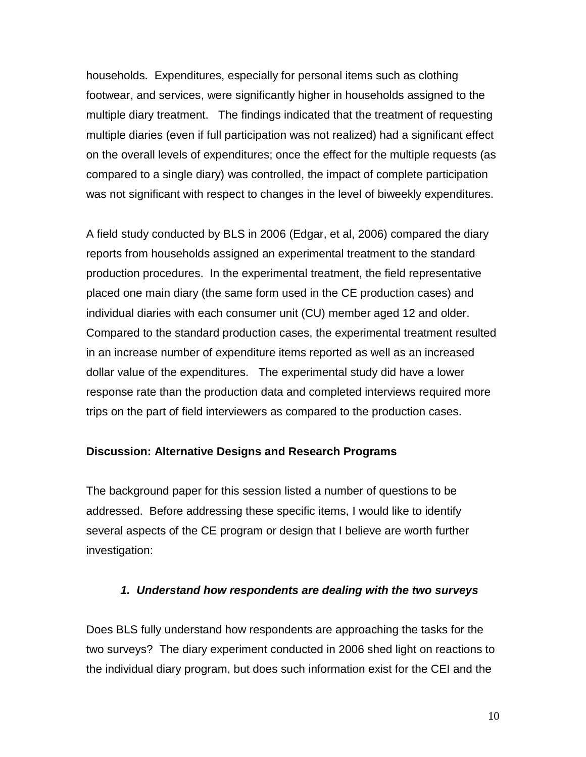households.  Expenditures, especially for personal items such as clothing footwear, and services, were significantly higher in households assigned to the multiple diary treatment.   The findings indicated that the treatment of requesting multiple diaries (even if full participation was not realized) had a significant effect on the overall levels of expenditures; once the effect for the multiple requests (as compared to a single diary) was controlled, the impact of complete participation was not significant with respect to changes in the level of biweekly expenditures.

A field study conducted by BLS in 2006 (Edgar, et al, 2006) compared the diary reports from households assigned an experimental treatment to the standard production procedures.  In the experimental treatment, the field representative placed one main diary (the same form used in the CE production cases) and individual diaries with each consumer unit (CU) member aged 12 and older. Compared to the standard production cases, the experimental treatment resulted in an increase number of expenditure items reported as well as an increased dollar value of the expenditures.   The experimental study did have a lower response rate than the production data and completed interviews required more trips on the part of field interviewers as compared to the production cases.

**Discussion: Alternative Designs and Research Programs**

The background paper for this session listed a number of questions to be addressed.  Before addressing these specific items, I would like to identify several aspects of the CE program or design that I believe are worth further investigation:

***1. Understand how respondents are dealing with the two surveys***

Does BLS fully understand how respondents are approaching the tasks for the two surveys?  The diary experiment conducted in 2006 shed light on reactions to the individual diary program, but does such information exist for the CEI and the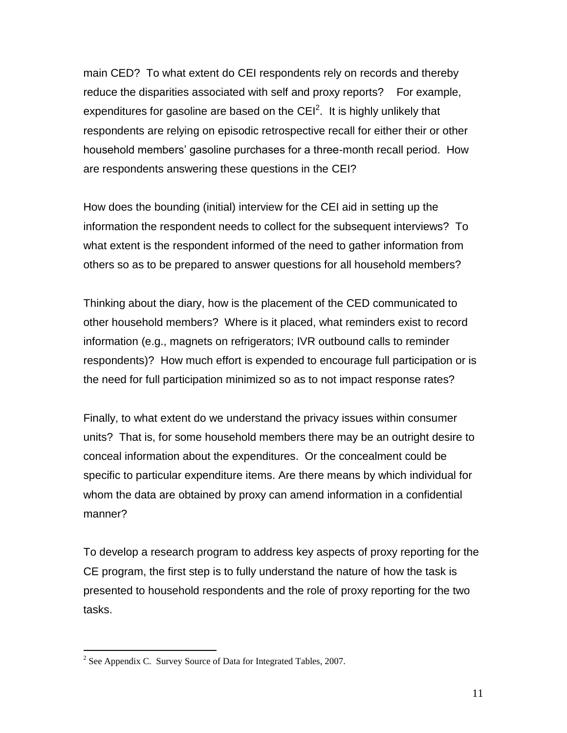main CED? To what extent do CEI respondents rely on records and thereby reduce the disparities associated with self and proxy reports? For example, expenditures for gasoline are based on the CEI[2]. It is highly unlikely that respondents are relying on episodic retrospective recall for either their or other household members' gasoline purchases for a three-month recall period. How are respondents answering these questions in the CEI?

How does the bounding (initial) interview for the CEI aid in setting up the information the respondent needs to collect for the subsequent interviews? To what extent is the respondent informed of the need to gather information from others so as to be prepared to answer questions for all household members?

Thinking about the diary, how is the placement of the CED communicated to other household members? Where is it placed, what reminders exist to record information (e.g., magnets on refrigerators; IVR outbound calls to reminder respondents)? How much effort is expended to encourage full participation or is the need for full participation minimized so as to not impact response rates?

Finally, to what extent do we understand the privacy issues within consumer units? That is, for some household members there may be an outright desire to conceal information about the expenditures. Or the concealment could be specific to particular expenditure items. Are there means by which individual for whom the data are obtained by proxy can amend information in a confidential manner?

To develop a research program to address key aspects of proxy reporting for the CE program, the first step is to fully understand the nature of how the task is presented to household respondents and the role of proxy reporting for the two tasks.

[2] See Appendix C. Survey Source of Data for Integrated Tables, 2007.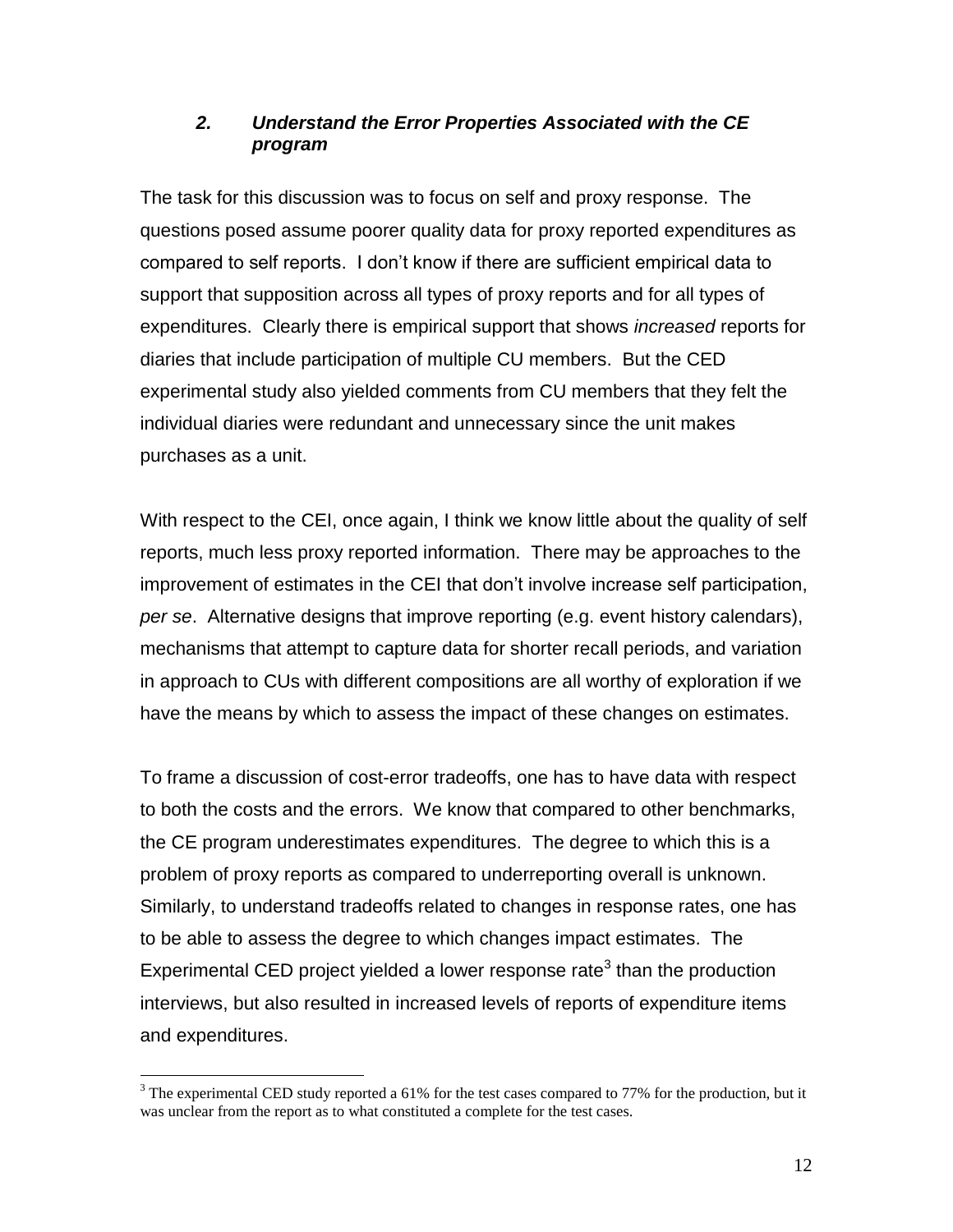## *2. Understand the Error Properties Associated with the CE program*

The task for this discussion was to focus on self and proxy response. The questions posed assume poorer quality data for proxy reported expenditures as compared to self reports. I don't know if there are sufficient empirical data to support that supposition across all types of proxy reports and for all types of expenditures. Clearly there is empirical support that shows *increased* reports for diaries that include participation of multiple CU members. But the CED experimental study also yielded comments from CU members that they felt the individual diaries were redundant and unnecessary since the unit makes purchases as a unit.

With respect to the CEI, once again, I think we know little about the quality of self reports, much less proxy reported information. There may be approaches to the improvement of estimates in the CEI that don't involve increase self participation, *per se*. Alternative designs that improve reporting (e.g. event history calendars), mechanisms that attempt to capture data for shorter recall periods, and variation in approach to CUs with different compositions are all worthy of exploration if we have the means by which to assess the impact of these changes on estimates.

To frame a discussion of cost-error tradeoffs, one has to have data with respect to both the costs and the errors. We know that compared to other benchmarks, the CE program underestimates expenditures. The degree to which this is a problem of proxy reports as compared to underreporting overall is unknown. Similarly, to understand tradeoffs related to changes in response rates, one has to be able to assess the degree to which changes impact estimates. The Experimental CED project yielded a lower response rate[3] than the production interviews, but also resulted in increased levels of reports of expenditure items and expenditures.

[3] The experimental CED study reported a 61% for the test cases compared to 77% for the production, but it was unclear from the report as to what constituted a complete for the test cases.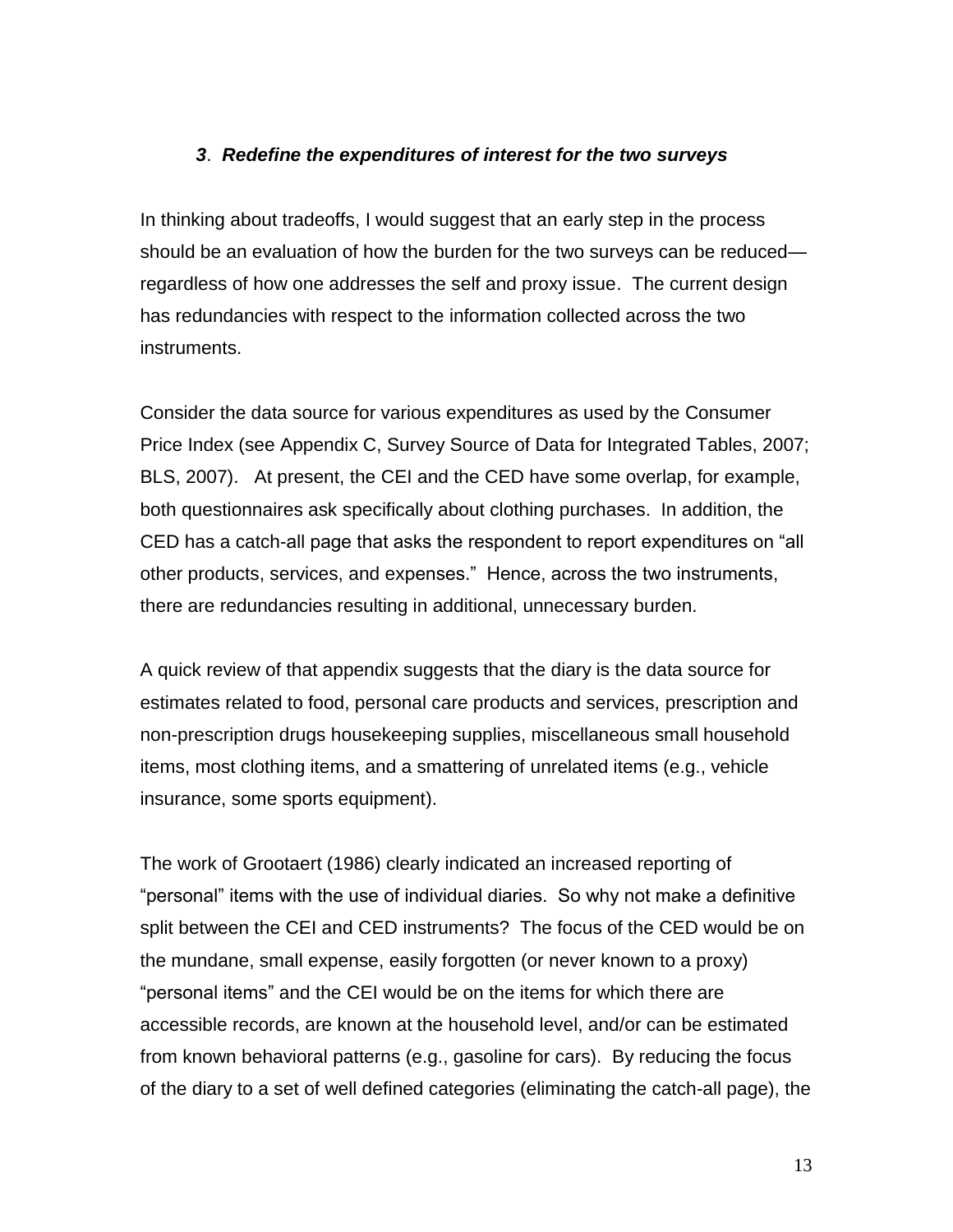### ***3. Redefine the expenditures of interest for the two surveys***

In thinking about tradeoffs, I would suggest that an early step in the process should be an evaluation of how the burden for the two surveys can be reduced—regardless of how one addresses the self and proxy issue. The current design has redundancies with respect to the information collected across the two instruments.

Consider the data source for various expenditures as used by the Consumer Price Index (see Appendix C, Survey Source of Data for Integrated Tables, 2007; BLS, 2007). At present, the CEI and the CED have some overlap, for example, both questionnaires ask specifically about clothing purchases. In addition, the CED has a catch-all page that asks the respondent to report expenditures on "all other products, services, and expenses." Hence, across the two instruments, there are redundancies resulting in additional, unnecessary burden.

A quick review of that appendix suggests that the diary is the data source for estimates related to food, personal care products and services, prescription and non-prescription drugs housekeeping supplies, miscellaneous small household items, most clothing items, and a smattering of unrelated items (e.g., vehicle insurance, some sports equipment).

The work of Grootaert (1986) clearly indicated an increased reporting of "personal" items with the use of individual diaries. So why not make a definitive split between the CEI and CED instruments? The focus of the CED would be on the mundane, small expense, easily forgotten (or never known to a proxy) "personal items" and the CEI would be on the items for which there are accessible records, are known at the household level, and/or can be estimated from known behavioral patterns (e.g., gasoline for cars). By reducing the focus of the diary to a set of well defined categories (eliminating the catch-all page), the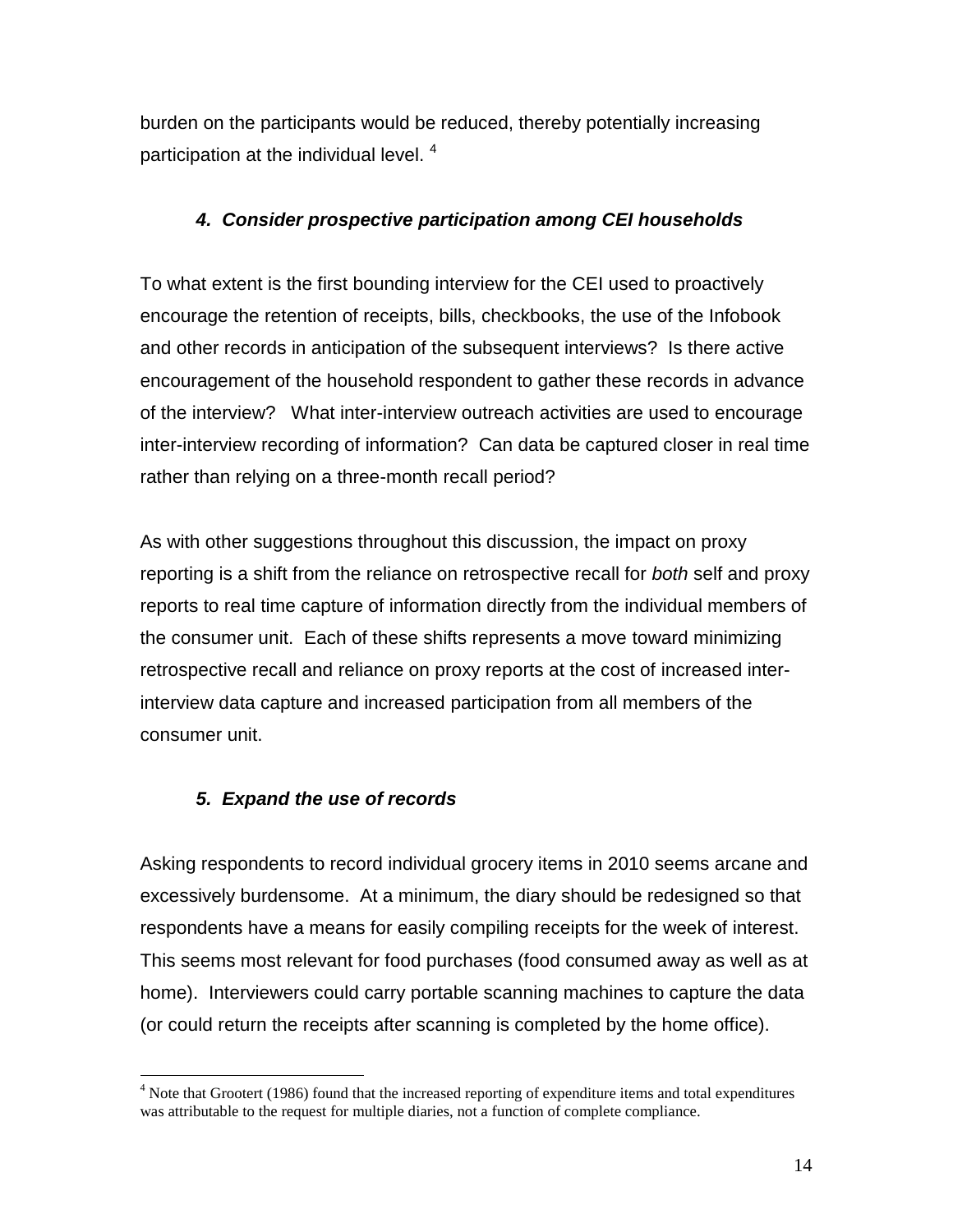burden on the participants would be reduced, thereby potentially increasing participation at the individual level. [4]

### *4. Consider prospective participation among CEI households*

To what extent is the first bounding interview for the CEI used to proactively encourage the retention of receipts, bills, checkbooks, the use of the Infobook and other records in anticipation of the subsequent interviews? Is there active encouragement of the household respondent to gather these records in advance of the interview? What inter-interview outreach activities are used to encourage inter-interview recording of information? Can data be captured closer in real time rather than relying on a three-month recall period?

As with other suggestions throughout this discussion, the impact on proxy reporting is a shift from the reliance on retrospective recall for *both* self and proxy reports to real time capture of information directly from the individual members of the consumer unit. Each of these shifts represents a move toward minimizing retrospective recall and reliance on proxy reports at the cost of increased inter-interview data capture and increased participation from all members of the consumer unit.

### *5. Expand the use of records*

Asking respondents to record individual grocery items in 2010 seems arcane and excessively burdensome. At a minimum, the diary should be redesigned so that respondents have a means for easily compiling receipts for the week of interest. This seems most relevant for food purchases (food consumed away as well as at home). Interviewers could carry portable scanning machines to capture the data (or could return the receipts after scanning is completed by the home office).

---

[4] Note that Grootert (1986) found that the increased reporting of expenditure items and total expenditures was attributable to the request for multiple diaries, not a function of complete compliance.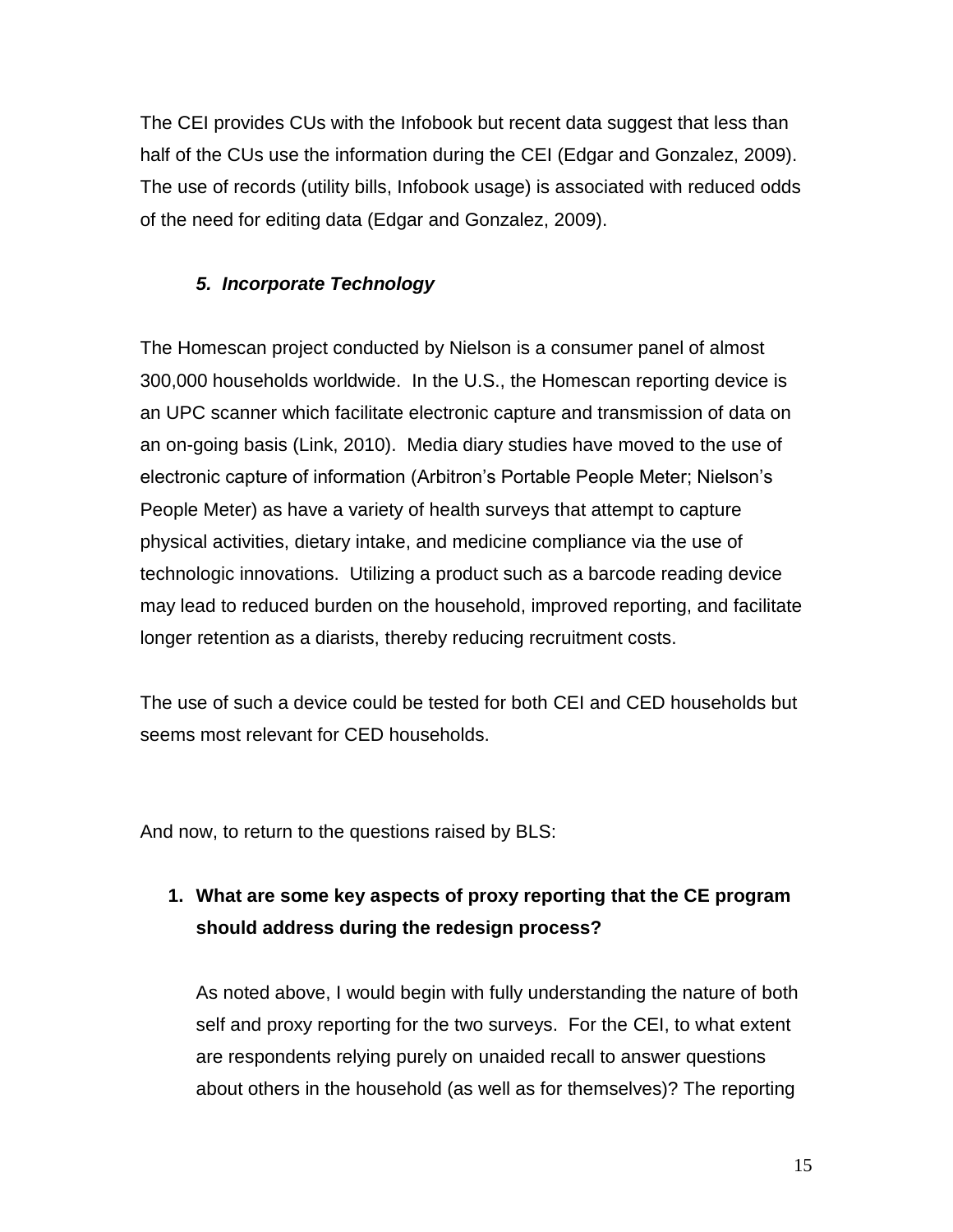The CEI provides CUs with the Infobook but recent data suggest that less than half of the CUs use the information during the CEI (Edgar and Gonzalez, 2009). The use of records (utility bills, Infobook usage) is associated with reduced odds of the need for editing data (Edgar and Gonzalez, 2009).

### *5. Incorporate Technology*

The Homescan project conducted by Nielson is a consumer panel of almost 300,000 households worldwide. In the U.S., the Homescan reporting device is an UPC scanner which facilitate electronic capture and transmission of data on an on-going basis (Link, 2010). Media diary studies have moved to the use of electronic capture of information (Arbitron's Portable People Meter; Nielson's People Meter) as have a variety of health surveys that attempt to capture physical activities, dietary intake, and medicine compliance via the use of technologic innovations. Utilizing a product such as a barcode reading device may lead to reduced burden on the household, improved reporting, and facilitate longer retention as a diarists, thereby reducing recruitment costs.

The use of such a device could be tested for both CEI and CED households but seems most relevant for CED households.

And now, to return to the questions raised by BLS:

1. **What are some key aspects of proxy reporting that the CE program should address during the redesign process?**

   As noted above, I would begin with fully understanding the nature of both self and proxy reporting for the two surveys. For the CEI, to what extent are respondents relying purely on unaided recall to answer questions about others in the household (as well as for themselves)? The reporting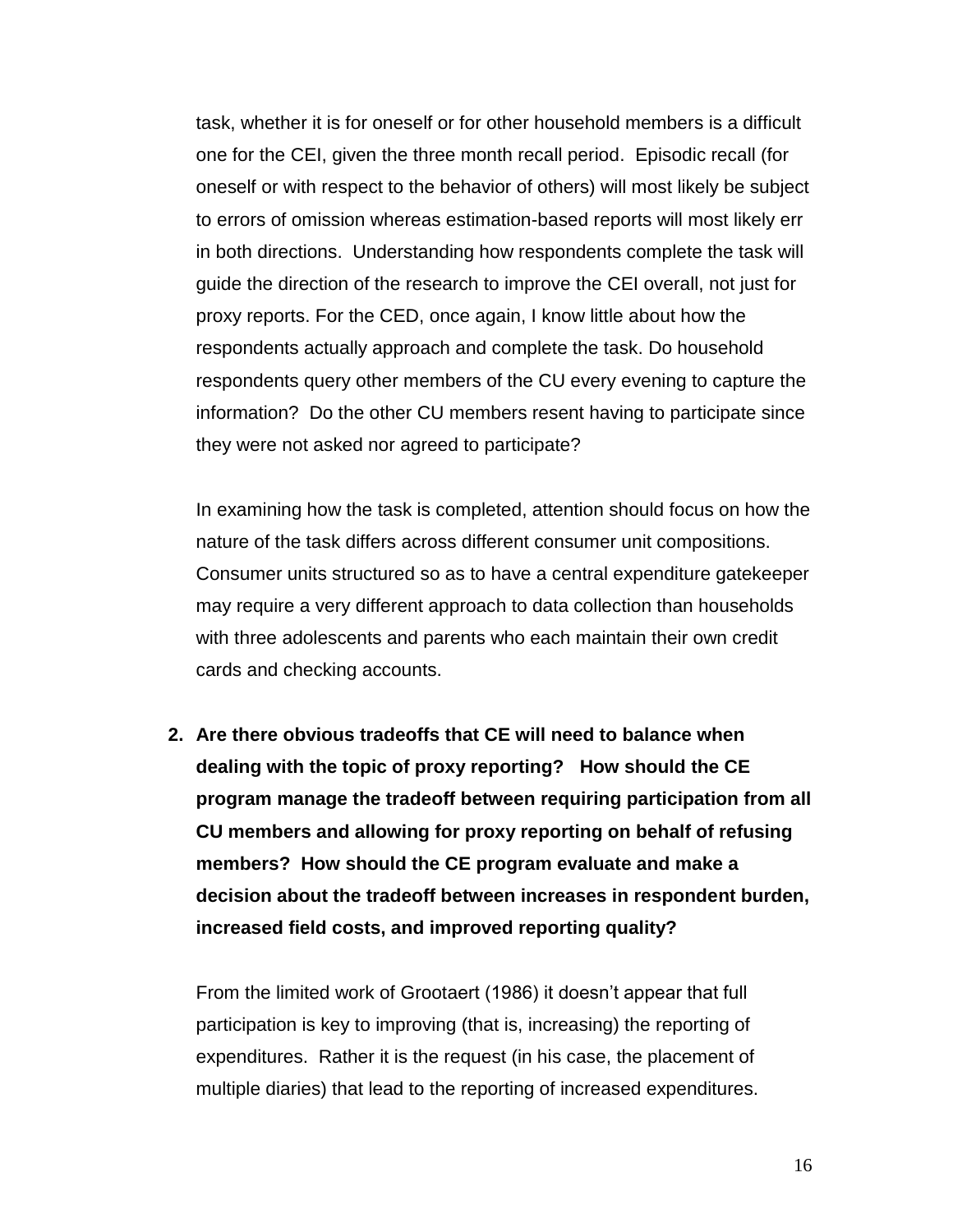task, whether it is for oneself or for other household members is a difficult one for the CEI, given the three month recall period. Episodic recall (for oneself or with respect to the behavior of others) will most likely be subject to errors of omission whereas estimation-based reports will most likely err in both directions. Understanding how respondents complete the task will guide the direction of the research to improve the CEI overall, not just for proxy reports. For the CED, once again, I know little about how the respondents actually approach and complete the task. Do household respondents query other members of the CU every evening to capture the information? Do the other CU members resent having to participate since they were not asked nor agreed to participate?

In examining how the task is completed, attention should focus on how the nature of the task differs across different consumer unit compositions. Consumer units structured so as to have a central expenditure gatekeeper may require a very different approach to data collection than households with three adolescents and parents who each maintain their own credit cards and checking accounts.

2. **Are there obvious tradeoffs that CE will need to balance when dealing with the topic of proxy reporting? How should the CE program manage the tradeoff between requiring participation from all CU members and allowing for proxy reporting on behalf of refusing members? How should the CE program evaluate and make a decision about the tradeoff between increases in respondent burden, increased field costs, and improved reporting quality?**

   From the limited work of Grootaert (1986) it doesn't appear that full participation is key to improving (that is, increasing) the reporting of expenditures. Rather it is the request (in his case, the placement of multiple diaries) that lead to the reporting of increased expenditures.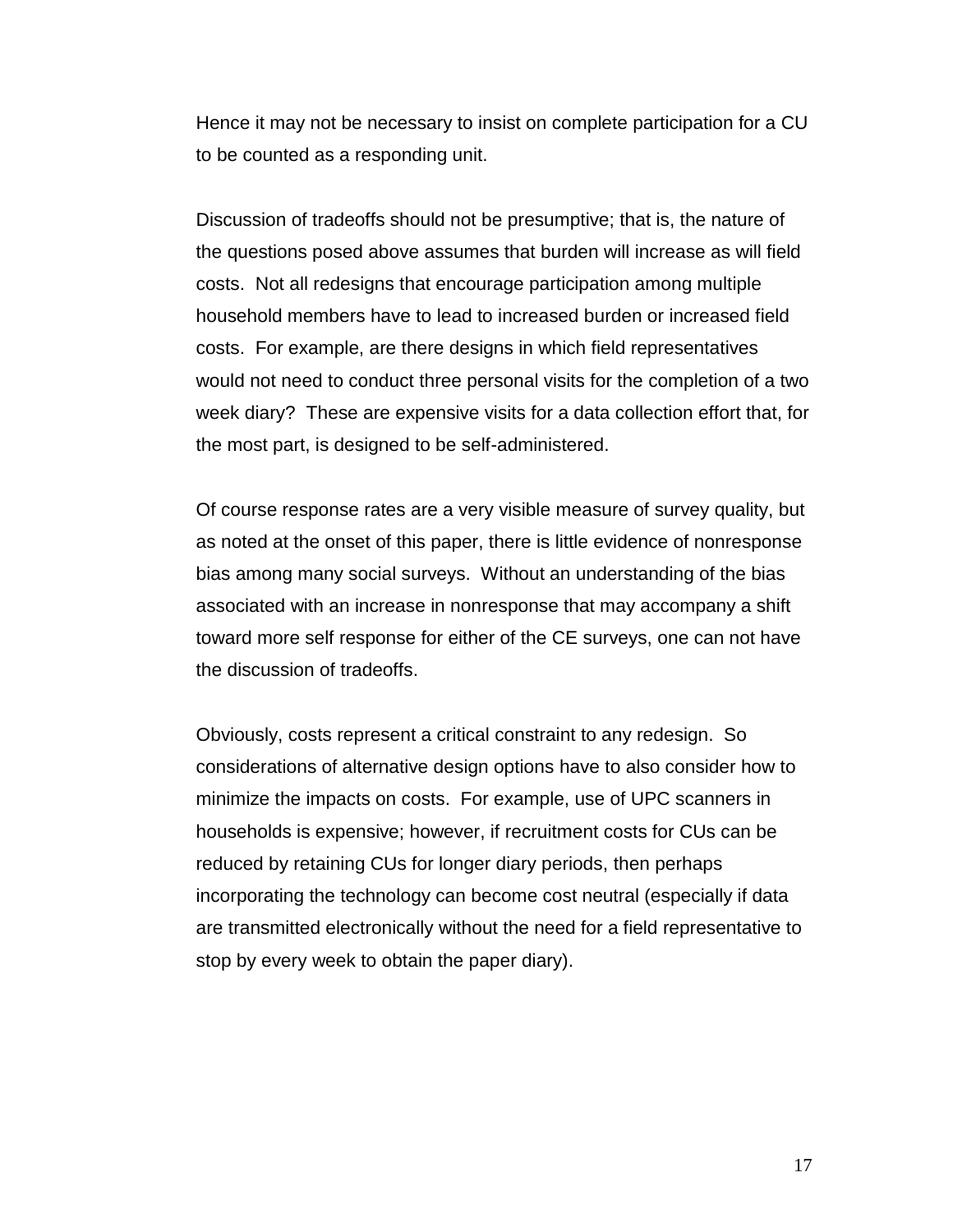Hence it may not be necessary to insist on complete participation for a CU to be counted as a responding unit.

Discussion of tradeoffs should not be presumptive; that is, the nature of the questions posed above assumes that burden will increase as will field costs. Not all redesigns that encourage participation among multiple household members have to lead to increased burden or increased field costs. For example, are there designs in which field representatives would not need to conduct three personal visits for the completion of a two week diary? These are expensive visits for a data collection effort that, for the most part, is designed to be self-administered.

Of course response rates are a very visible measure of survey quality, but as noted at the onset of this paper, there is little evidence of nonresponse bias among many social surveys. Without an understanding of the bias associated with an increase in nonresponse that may accompany a shift toward more self response for either of the CE surveys, one can not have the discussion of tradeoffs.

Obviously, costs represent a critical constraint to any redesign. So considerations of alternative design options have to also consider how to minimize the impacts on costs. For example, use of UPC scanners in households is expensive; however, if recruitment costs for CUs can be reduced by retaining CUs for longer diary periods, then perhaps incorporating the technology can become cost neutral (especially if data are transmitted electronically without the need for a field representative to stop by every week to obtain the paper diary).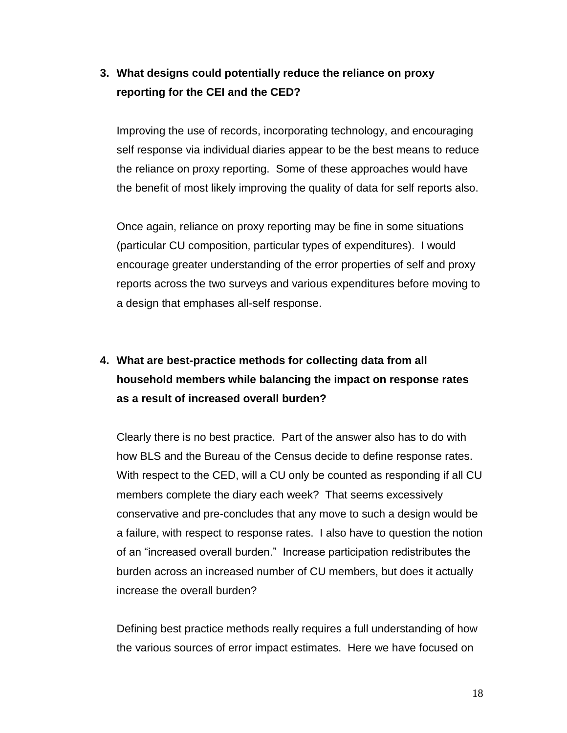3. **What designs could potentially reduce the reliance on proxy reporting for the CEI and the CED?**

   Improving the use of records, incorporating technology, and encouraging self response via individual diaries appear to be the best means to reduce the reliance on proxy reporting. Some of these approaches would have the benefit of most likely improving the quality of data for self reports also.

   Once again, reliance on proxy reporting may be fine in some situations (particular CU composition, particular types of expenditures). I would encourage greater understanding of the error properties of self and proxy reports across the two surveys and various expenditures before moving to a design that emphases all-self response.

4. **What are best-practice methods for collecting data from all household members while balancing the impact on response rates as a result of increased overall burden?**

   Clearly there is no best practice. Part of the answer also has to do with how BLS and the Bureau of the Census decide to define response rates. With respect to the CED, will a CU only be counted as responding if all CU members complete the diary each week? That seems excessively conservative and pre-concludes that any move to such a design would be a failure, with respect to response rates. I also have to question the notion of an "increased overall burden." Increase participation redistributes the burden across an increased number of CU members, but does it actually increase the overall burden?

   Defining best practice methods really requires a full understanding of how the various sources of error impact estimates. Here we have focused on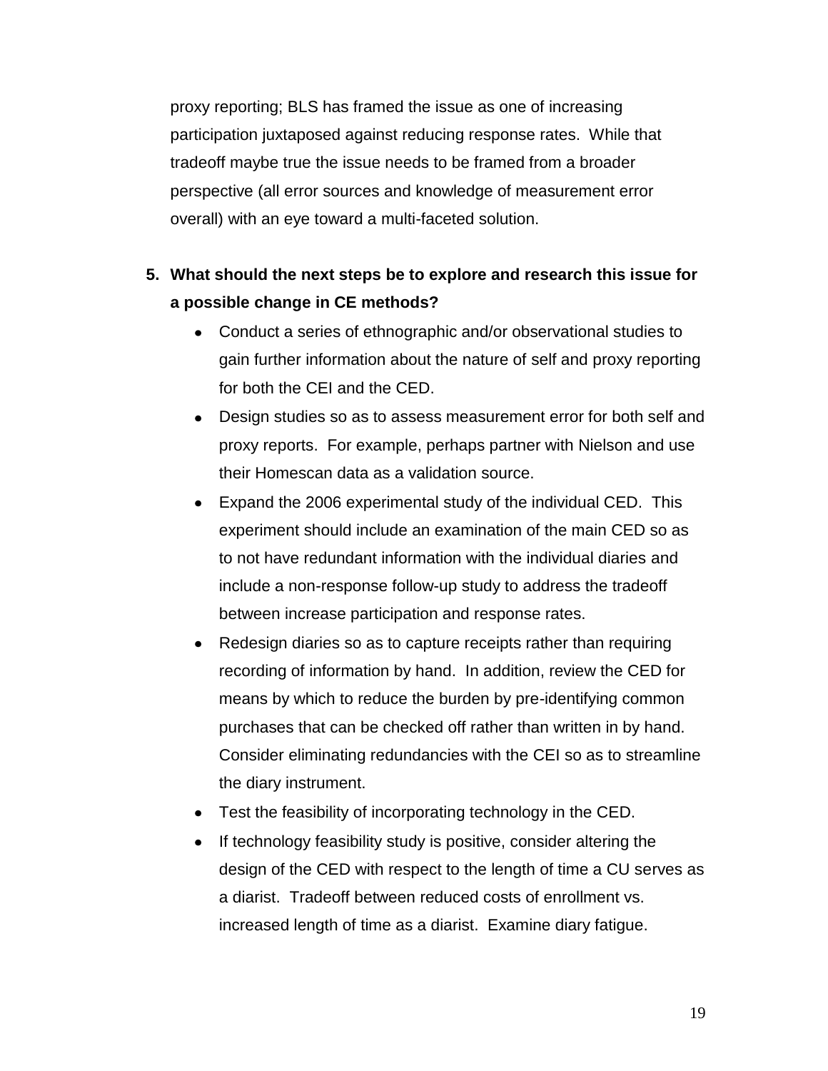proxy reporting; BLS has framed the issue as one of increasing participation juxtaposed against reducing response rates. While that tradeoff maybe true the issue needs to be framed from a broader perspective (all error sources and knowledge of measurement error overall) with an eye toward a multi-faceted solution.

5. **What should the next steps be to explore and research this issue for a possible change in CE methods?**
   - Conduct a series of ethnographic and/or observational studies to gain further information about the nature of self and proxy reporting for both the CEI and the CED.
   - Design studies so as to assess measurement error for both self and proxy reports. For example, perhaps partner with Nielson and use their Homescan data as a validation source.
   - Expand the 2006 experimental study of the individual CED. This experiment should include an examination of the main CED so as to not have redundant information with the individual diaries and include a non-response follow-up study to address the tradeoff between increase participation and response rates.
   - Redesign diaries so as to capture receipts rather than requiring recording of information by hand. In addition, review the CED for means by which to reduce the burden by pre-identifying common purchases that can be checked off rather than written in by hand. Consider eliminating redundancies with the CEI so as to streamline the diary instrument.
   - Test the feasibility of incorporating technology in the CED.
   - If technology feasibility study is positive, consider altering the design of the CED with respect to the length of time a CU serves as a diarist. Tradeoff between reduced costs of enrollment vs. increased length of time as a diarist. Examine diary fatigue.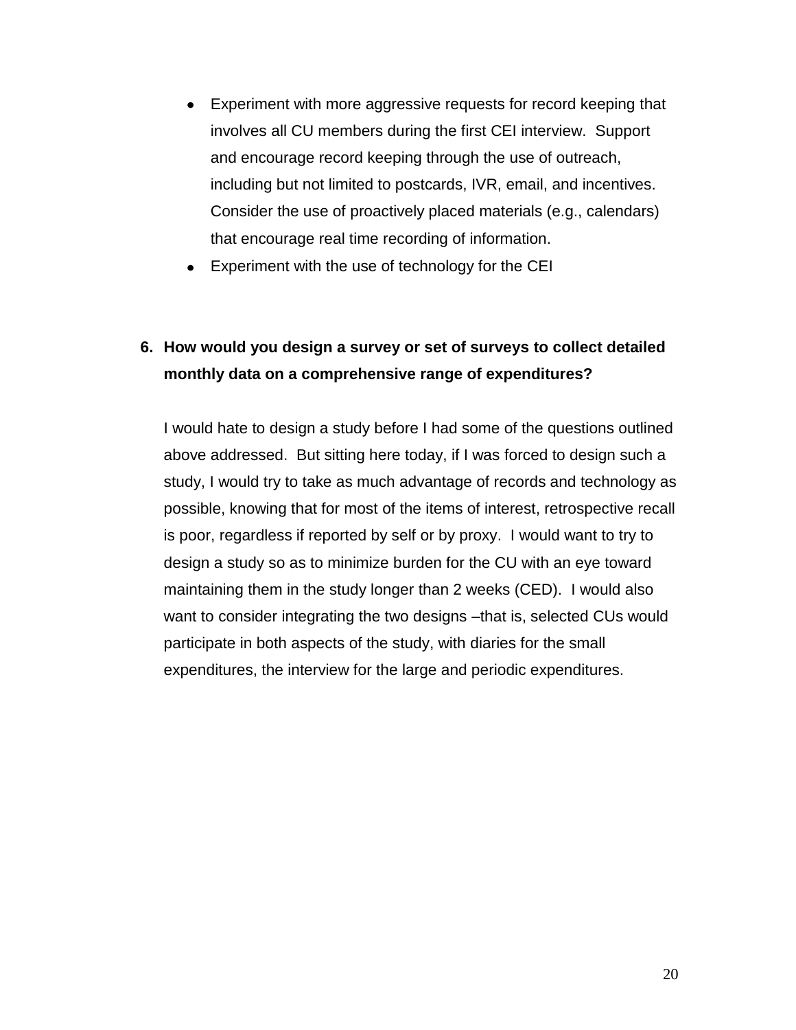- Experiment with more aggressive requests for record keeping that involves all CU members during the first CEI interview. Support and encourage record keeping through the use of outreach, including but not limited to postcards, IVR, email, and incentives. Consider the use of proactively placed materials (e.g., calendars) that encourage real time recording of information.
- Experiment with the use of technology for the CEI

6. **How would you design a survey or set of surveys to collect detailed monthly data on a comprehensive range of expenditures?**

I would hate to design a study before I had some of the questions outlined above addressed. But sitting here today, if I was forced to design such a study, I would try to take as much advantage of records and technology as possible, knowing that for most of the items of interest, retrospective recall is poor, regardless if reported by self or by proxy. I would want to try to design a study so as to minimize burden for the CU with an eye toward maintaining them in the study longer than 2 weeks (CED). I would also want to consider integrating the two designs –that is, selected CUs would participate in both aspects of the study, with diaries for the small expenditures, the interview for the large and periodic expenditures.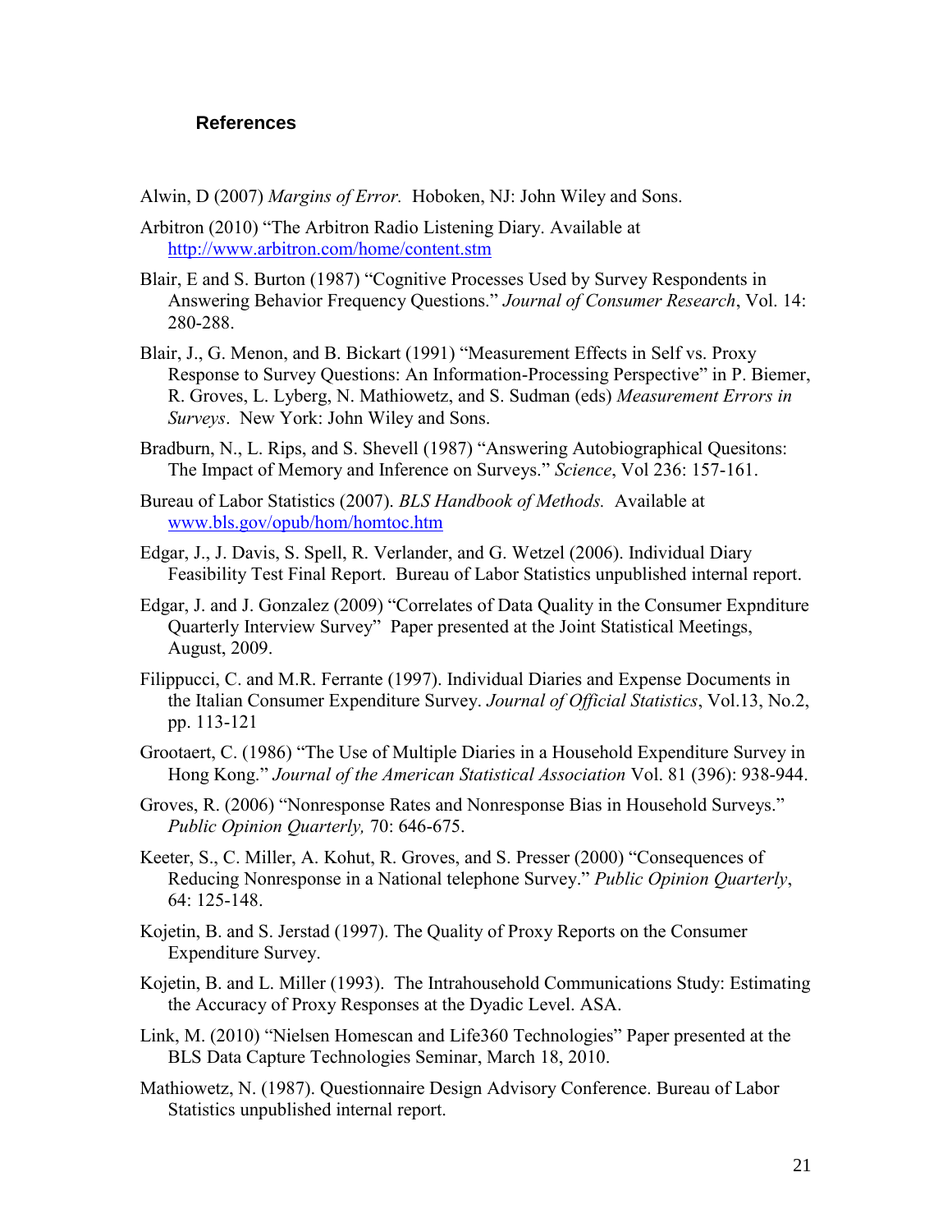## References

Alwin, D (2007) *Margins of Error.* Hoboken, NJ: John Wiley and Sons.

Arbitron (2010) "The Arbitron Radio Listening Diary. Available at http://www.arbitron.com/home/content.stm

Blair, E and S. Burton (1987) "Cognitive Processes Used by Survey Respondents in Answering Behavior Frequency Questions." *Journal of Consumer Research*, Vol. 14: 280-288.

Blair, J., G. Menon, and B. Bickart (1991) "Measurement Effects in Self vs. Proxy Response to Survey Questions: An Information-Processing Perspective" in P. Biemer, R. Groves, L. Lyberg, N. Mathiowetz, and S. Sudman (eds) *Measurement Errors in Surveys*. New York: John Wiley and Sons.

Bradburn, N., L. Rips, and S. Shevell (1987) "Answering Autobiographical Quesitons: The Impact of Memory and Inference on Surveys." *Science*, Vol 236: 157-161.

Bureau of Labor Statistics (2007). *BLS Handbook of Methods.* Available at www.bls.gov/opub/hom/homtoc.htm

Edgar, J., J. Davis, S. Spell, R. Verlander, and G. Wetzel (2006). Individual Diary Feasibility Test Final Report. Bureau of Labor Statistics unpublished internal report.

Edgar, J. and J. Gonzalez (2009) "Correlates of Data Quality in the Consumer Expnditure Quarterly Interview Survey" Paper presented at the Joint Statistical Meetings, August, 2009.

Filippucci, C. and M.R. Ferrante (1997). Individual Diaries and Expense Documents in the Italian Consumer Expenditure Survey. *Journal of Official Statistics*, Vol.13, No.2, pp. 113-121

Grootaert, C. (1986) "The Use of Multiple Diaries in a Household Expenditure Survey in Hong Kong." *Journal of the American Statistical Association* Vol. 81 (396): 938-944.

Groves, R. (2006) "Nonresponse Rates and Nonresponse Bias in Household Surveys." *Public Opinion Quarterly,* 70: 646-675.

Keeter, S., C. Miller, A. Kohut, R. Groves, and S. Presser (2000) "Consequences of Reducing Nonresponse in a National telephone Survey." *Public Opinion Quarterly*, 64: 125-148.

Kojetin, B. and S. Jerstad (1997). The Quality of Proxy Reports on the Consumer Expenditure Survey.

Kojetin, B. and L. Miller (1993). The Intrahousehold Communications Study: Estimating the Accuracy of Proxy Responses at the Dyadic Level. ASA.

Link, M. (2010) "Nielsen Homescan and Life360 Technologies" Paper presented at the BLS Data Capture Technologies Seminar, March 18, 2010.

Mathiowetz, N. (1987). Questionnaire Design Advisory Conference. Bureau of Labor Statistics unpublished internal report.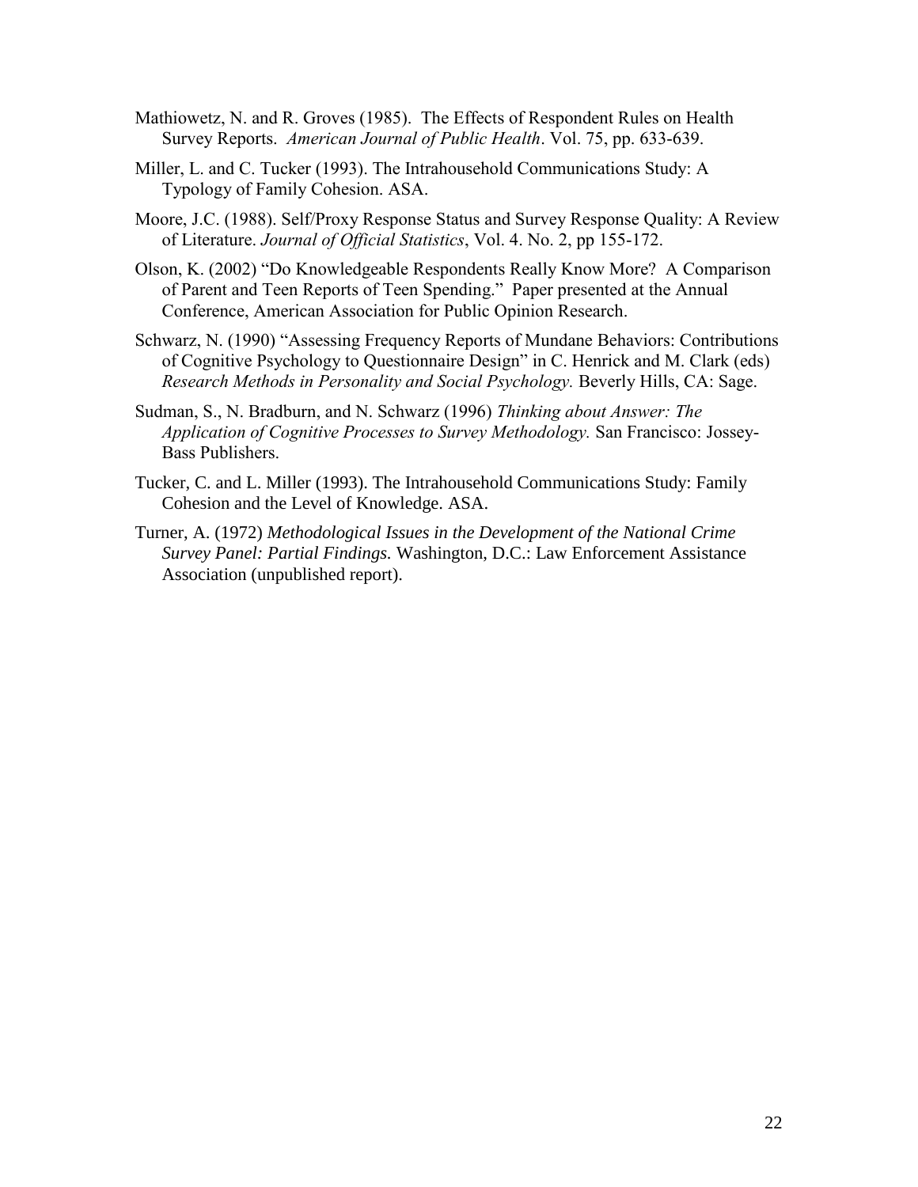Mathiowetz, N. and R. Groves (1985). The Effects of Respondent Rules on Health Survey Reports. *American Journal of Public Health*. Vol. 75, pp. 633-639.

Miller, L. and C. Tucker (1993). The Intrahousehold Communications Study: A Typology of Family Cohesion. ASA.

Moore, J.C. (1988). Self/Proxy Response Status and Survey Response Quality: A Review of Literature. *Journal of Official Statistics*, Vol. 4. No. 2, pp 155-172.

Olson, K. (2002) "Do Knowledgeable Respondents Really Know More? A Comparison of Parent and Teen Reports of Teen Spending." Paper presented at the Annual Conference, American Association for Public Opinion Research.

Schwarz, N. (1990) "Assessing Frequency Reports of Mundane Behaviors: Contributions of Cognitive Psychology to Questionnaire Design" in C. Henrick and M. Clark (eds) *Research Methods in Personality and Social Psychology.* Beverly Hills, CA: Sage.

Sudman, S., N. Bradburn, and N. Schwarz (1996) *Thinking about Answer: The Application of Cognitive Processes to Survey Methodology.* San Francisco: Jossey-Bass Publishers.

Tucker, C. and L. Miller (1993). The Intrahousehold Communications Study: Family Cohesion and the Level of Knowledge. ASA.

Turner, A. (1972) *Methodological Issues in the Development of the National Crime Survey Panel: Partial Findings.* Washington, D.C.: Law Enforcement Assistance Association (unpublished report).